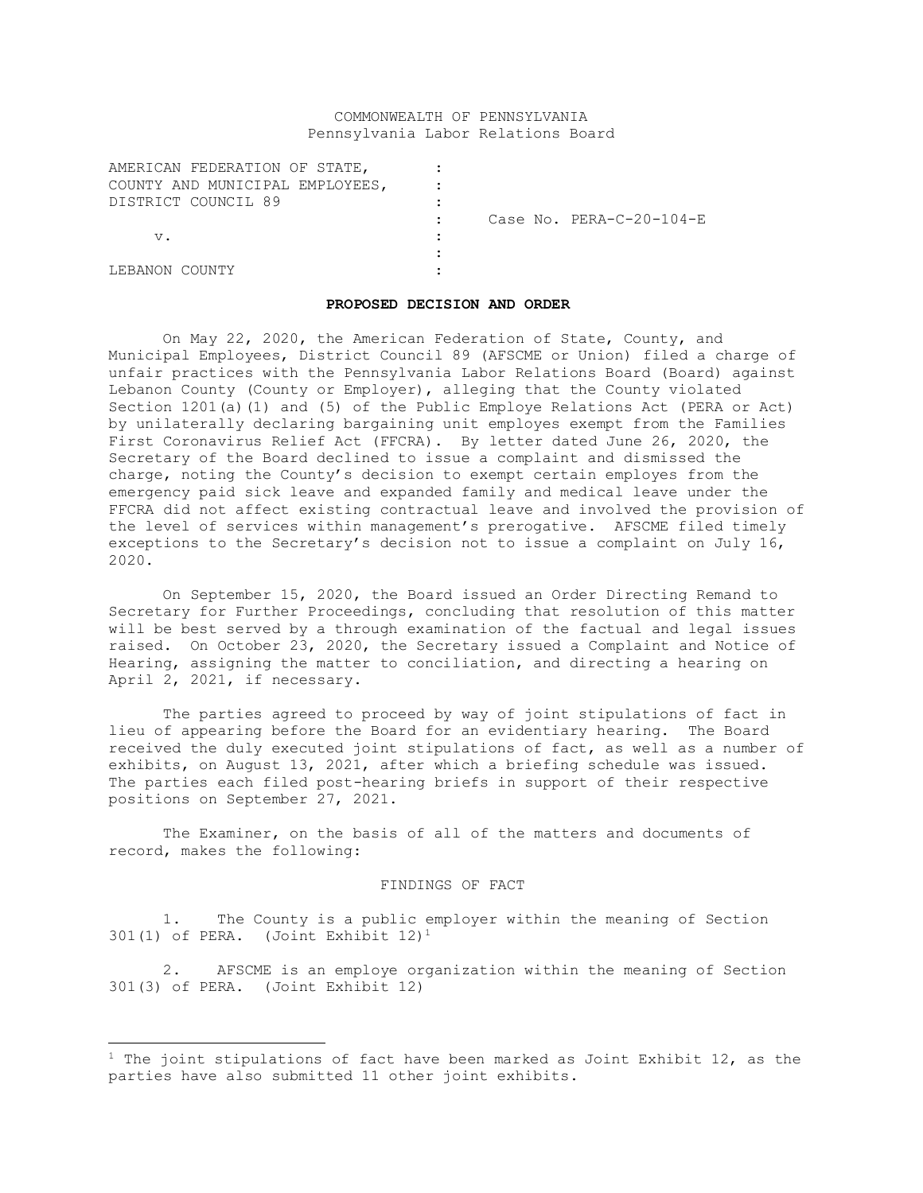COMMONWEALTH OF PENNSYLVANIA
Pennsylvania Labor Relations Board

| | | |
|---|---|---|
| AMERICAN FEDERATION OF STATE, COUNTY AND MUNICIPAL EMPLOYEES, DISTRICT COUNCIL 89 | : | |
| | : | Case No. PERA-C-20-104-E |
| v. | : | |
| | : | |
| LEBANON COUNTY | : | |

**PROPOSED DECISION AND ORDER**

On May 22, 2020, the American Federation of State, County, and Municipal Employees, District Council 89 (AFSCME or Union) filed a charge of unfair practices with the Pennsylvania Labor Relations Board (Board) against Lebanon County (County or Employer), alleging that the County violated Section 1201(a)(1) and (5) of the Public Employe Relations Act (PERA or Act) by unilaterally declaring bargaining unit employes exempt from the Families First Coronavirus Relief Act (FFCRA). By letter dated June 26, 2020, the Secretary of the Board declined to issue a complaint and dismissed the charge, noting the County's decision to exempt certain employes from the emergency paid sick leave and expanded family and medical leave under the FFCRA did not affect existing contractual leave and involved the provision of the level of services within management's prerogative. AFSCME filed timely exceptions to the Secretary's decision not to issue a complaint on July 16, 2020.

On September 15, 2020, the Board issued an Order Directing Remand to Secretary for Further Proceedings, concluding that resolution of this matter will be best served by a through examination of the factual and legal issues raised. On October 23, 2020, the Secretary issued a Complaint and Notice of Hearing, assigning the matter to conciliation, and directing a hearing on April 2, 2021, if necessary.

The parties agreed to proceed by way of joint stipulations of fact in lieu of appearing before the Board for an evidentiary hearing. The Board received the duly executed joint stipulations of fact, as well as a number of exhibits, on August 13, 2021, after which a briefing schedule was issued. The parties each filed post-hearing briefs in support of their respective positions on September 27, 2021.

The Examiner, on the basis of all of the matters and documents of record, makes the following:

FINDINGS OF FACT

1. The County is a public employer within the meaning of Section 301(1) of PERA. (Joint Exhibit 12)[1]

2. AFSCME is an employe organization within the meaning of Section 301(3) of PERA. (Joint Exhibit 12)

---

[1] The joint stipulations of fact have been marked as Joint Exhibit 12, as the parties have also submitted 11 other joint exhibits.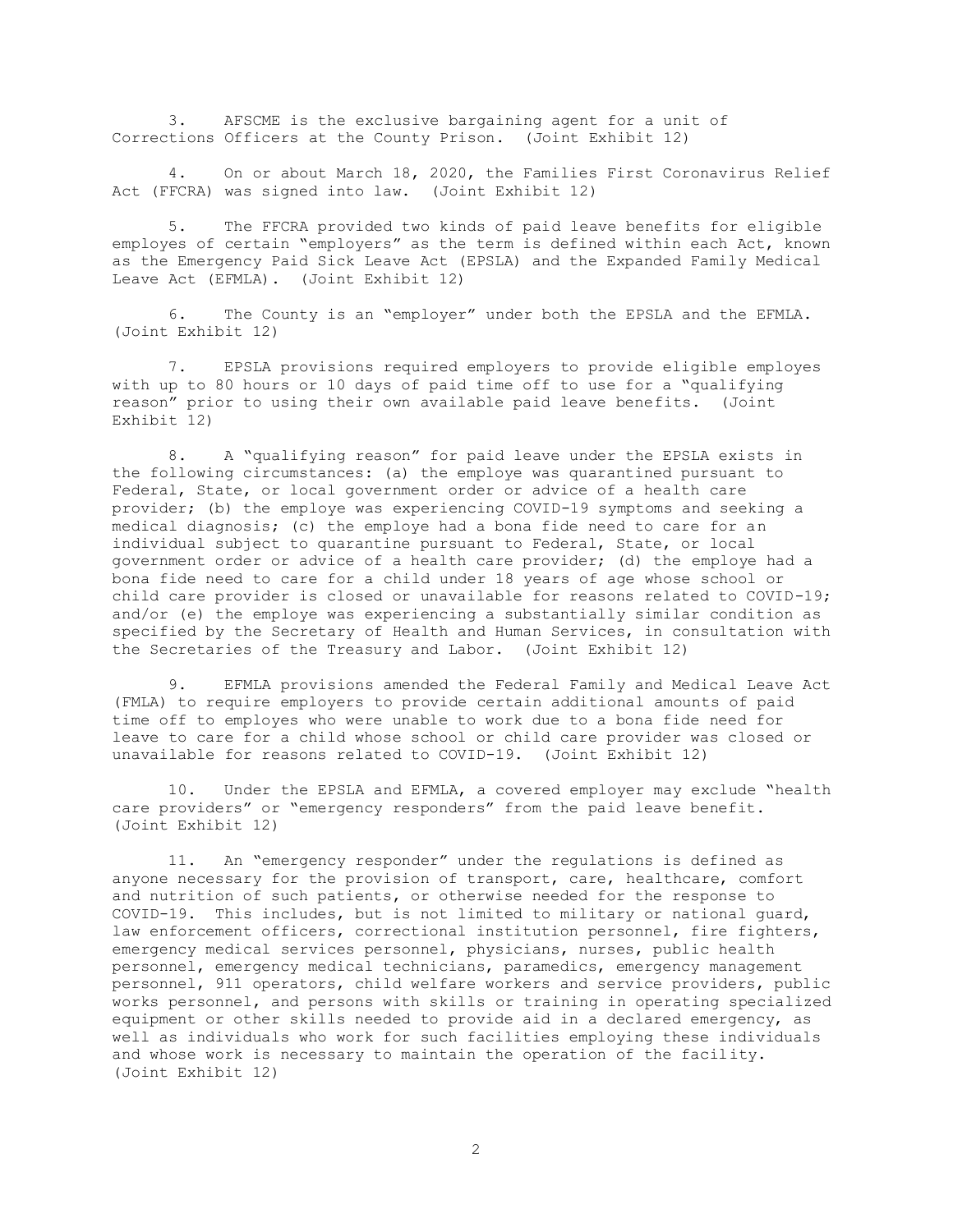3. AFSCME is the exclusive bargaining agent for a unit of Corrections Officers at the County Prison. (Joint Exhibit 12)

4. On or about March 18, 2020, the Families First Coronavirus Relief Act (FFCRA) was signed into law. (Joint Exhibit 12)

5. The FFCRA provided two kinds of paid leave benefits for eligible employes of certain "employers" as the term is defined within each Act, known as the Emergency Paid Sick Leave Act (EPSLA) and the Expanded Family Medical Leave Act (EFMLA). (Joint Exhibit 12)

6. The County is an "employer" under both the EPSLA and the EFMLA. (Joint Exhibit 12)

7. EPSLA provisions required employers to provide eligible employes with up to 80 hours or 10 days of paid time off to use for a "qualifying reason" prior to using their own available paid leave benefits. (Joint Exhibit 12)

8. A "qualifying reason" for paid leave under the EPSLA exists in the following circumstances: (a) the employe was quarantined pursuant to Federal, State, or local government order or advice of a health care provider; (b) the employe was experiencing COVID-19 symptoms and seeking a medical diagnosis; (c) the employe had a bona fide need to care for an individual subject to quarantine pursuant to Federal, State, or local government order or advice of a health care provider; (d) the employe had a bona fide need to care for a child under 18 years of age whose school or child care provider is closed or unavailable for reasons related to COVID-19; and/or (e) the employe was experiencing a substantially similar condition as specified by the Secretary of Health and Human Services, in consultation with the Secretaries of the Treasury and Labor. (Joint Exhibit 12)

9. EFMLA provisions amended the Federal Family and Medical Leave Act (FMLA) to require employers to provide certain additional amounts of paid time off to employes who were unable to work due to a bona fide need for leave to care for a child whose school or child care provider was closed or unavailable for reasons related to COVID-19. (Joint Exhibit 12)

10. Under the EPSLA and EFMLA, a covered employer may exclude "health care providers" or "emergency responders" from the paid leave benefit. (Joint Exhibit 12)

11. An "emergency responder" under the regulations is defined as anyone necessary for the provision of transport, care, healthcare, comfort and nutrition of such patients, or otherwise needed for the response to COVID-19. This includes, but is not limited to military or national guard, law enforcement officers, correctional institution personnel, fire fighters, emergency medical services personnel, physicians, nurses, public health personnel, emergency medical technicians, paramedics, emergency management personnel, 911 operators, child welfare workers and service providers, public works personnel, and persons with skills or training in operating specialized equipment or other skills needed to provide aid in a declared emergency, as well as individuals who work for such facilities employing these individuals and whose work is necessary to maintain the operation of the facility. (Joint Exhibit 12)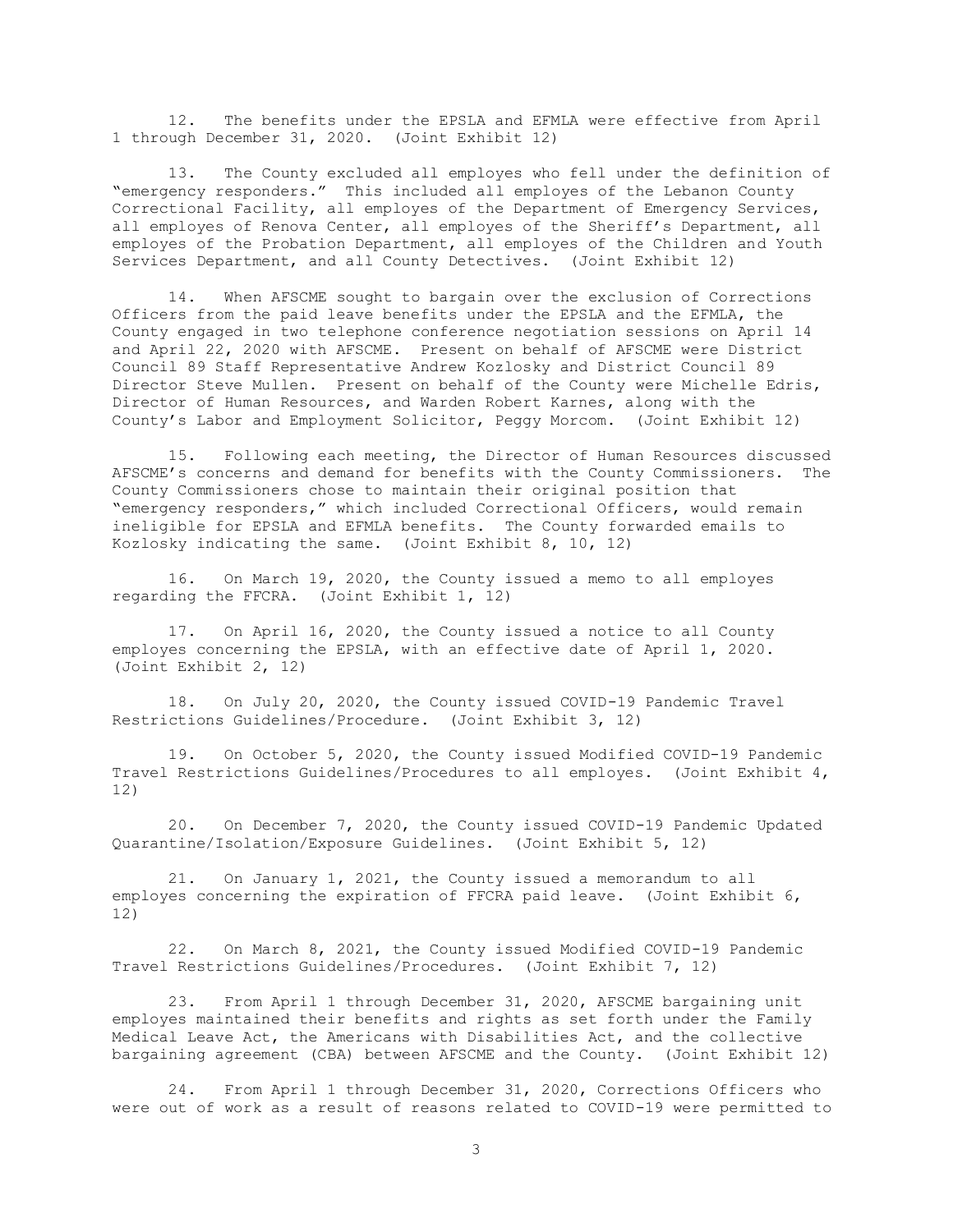12. The benefits under the EPSLA and EFMLA were effective from April 1 through December 31, 2020. (Joint Exhibit 12)

13. The County excluded all employes who fell under the definition of "emergency responders." This included all employes of the Lebanon County Correctional Facility, all employes of the Department of Emergency Services, all employes of Renova Center, all employes of the Sheriff's Department, all employes of the Probation Department, all employes of the Children and Youth Services Department, and all County Detectives. (Joint Exhibit 12)

14. When AFSCME sought to bargain over the exclusion of Corrections Officers from the paid leave benefits under the EPSLA and the EFMLA, the County engaged in two telephone conference negotiation sessions on April 14 and April 22, 2020 with AFSCME. Present on behalf of AFSCME were District Council 89 Staff Representative Andrew Kozlosky and District Council 89 Director Steve Mullen. Present on behalf of the County were Michelle Edris, Director of Human Resources, and Warden Robert Karnes, along with the County's Labor and Employment Solicitor, Peggy Morcom. (Joint Exhibit 12)

15. Following each meeting, the Director of Human Resources discussed AFSCME's concerns and demand for benefits with the County Commissioners. The County Commissioners chose to maintain their original position that "emergency responders," which included Correctional Officers, would remain ineligible for EPSLA and EFMLA benefits. The County forwarded emails to Kozlosky indicating the same. (Joint Exhibit 8, 10, 12)

16. On March 19, 2020, the County issued a memo to all employes regarding the FFCRA. (Joint Exhibit 1, 12)

17. On April 16, 2020, the County issued a notice to all County employes concerning the EPSLA, with an effective date of April 1, 2020. (Joint Exhibit 2, 12)

18. On July 20, 2020, the County issued COVID-19 Pandemic Travel Restrictions Guidelines/Procedure. (Joint Exhibit 3, 12)

19. On October 5, 2020, the County issued Modified COVID-19 Pandemic Travel Restrictions Guidelines/Procedures to all employes. (Joint Exhibit 4, 12)

20. On December 7, 2020, the County issued COVID-19 Pandemic Updated Quarantine/Isolation/Exposure Guidelines. (Joint Exhibit 5, 12)

21. On January 1, 2021, the County issued a memorandum to all employes concerning the expiration of FFCRA paid leave. (Joint Exhibit 6, 12)

22. On March 8, 2021, the County issued Modified COVID-19 Pandemic Travel Restrictions Guidelines/Procedures. (Joint Exhibit 7, 12)

23. From April 1 through December 31, 2020, AFSCME bargaining unit employes maintained their benefits and rights as set forth under the Family Medical Leave Act, the Americans with Disabilities Act, and the collective bargaining agreement (CBA) between AFSCME and the County. (Joint Exhibit 12)

24. From April 1 through December 31, 2020, Corrections Officers who were out of work as a result of reasons related to COVID-19 were permitted to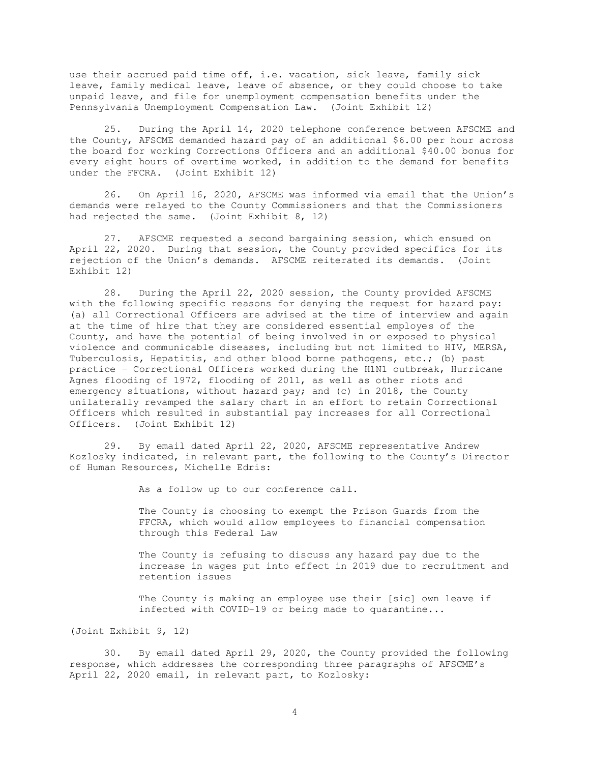use their accrued paid time off, i.e. vacation, sick leave, family sick leave, family medical leave, leave of absence, or they could choose to take unpaid leave, and file for unemployment compensation benefits under the Pennsylvania Unemployment Compensation Law. (Joint Exhibit 12)

25. During the April 14, 2020 telephone conference between AFSCME and the County, AFSCME demanded hazard pay of an additional $6.00 per hour across the board for working Corrections Officers and an additional $40.00 bonus for every eight hours of overtime worked, in addition to the demand for benefits under the FFCRA. (Joint Exhibit 12)

26. On April 16, 2020, AFSCME was informed via email that the Union's demands were relayed to the County Commissioners and that the Commissioners had rejected the same. (Joint Exhibit 8, 12)

27. AFSCME requested a second bargaining session, which ensued on April 22, 2020. During that session, the County provided specifics for its rejection of the Union's demands. AFSCME reiterated its demands. (Joint Exhibit 12)

28. During the April 22, 2020 session, the County provided AFSCME with the following specific reasons for denying the request for hazard pay: (a) all Correctional Officers are advised at the time of interview and again at the time of hire that they are considered essential employes of the County, and have the potential of being involved in or exposed to physical violence and communicable diseases, including but not limited to HIV, MERSA, Tuberculosis, Hepatitis, and other blood borne pathogens, etc.; (b) past practice – Correctional Officers worked during the H1N1 outbreak, Hurricane Agnes flooding of 1972, flooding of 2011, as well as other riots and emergency situations, without hazard pay; and (c) in 2018, the County unilaterally revamped the salary chart in an effort to retain Correctional Officers which resulted in substantial pay increases for all Correctional Officers. (Joint Exhibit 12)

29. By email dated April 22, 2020, AFSCME representative Andrew Kozlosky indicated, in relevant part, the following to the County's Director of Human Resources, Michelle Edris:

> As a follow up to our conference call.
>
> The County is choosing to exempt the Prison Guards from the FFCRA, which would allow employees to financial compensation through this Federal Law
>
> The County is refusing to discuss any hazard pay due to the increase in wages put into effect in 2019 due to recruitment and retention issues
>
> The County is making an employee use their [sic] own leave if infected with COVID-19 or being made to quarantine...

(Joint Exhibit 9, 12)

30. By email dated April 29, 2020, the County provided the following response, which addresses the corresponding three paragraphs of AFSCME's April 22, 2020 email, in relevant part, to Kozlosky: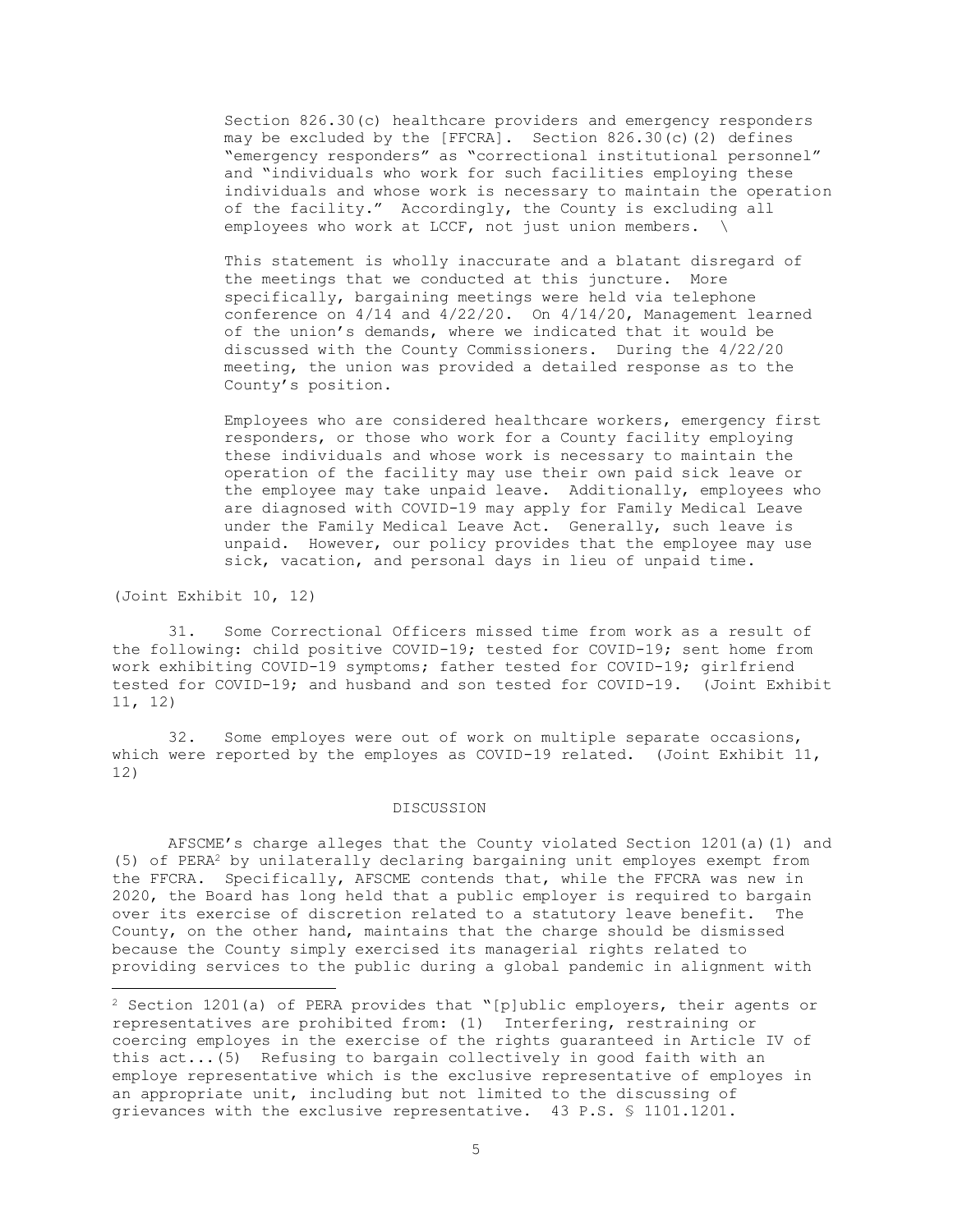> Section 826.30(c) healthcare providers and emergency responders may be excluded by the [FFCRA]. Section 826.30(c)(2) defines "emergency responders" as "correctional institutional personnel" and "individuals who work for such facilities employing these individuals and whose work is necessary to maintain the operation of the facility." Accordingly, the County is excluding all employees who work at LCCF, not just union members. \
>
> This statement is wholly inaccurate and a blatant disregard of the meetings that we conducted at this juncture. More specifically, bargaining meetings were held via telephone conference on 4/14 and 4/22/20. On 4/14/20, Management learned of the union's demands, where we indicated that it would be discussed with the County Commissioners. During the 4/22/20 meeting, the union was provided a detailed response as to the County's position.
>
> Employees who are considered healthcare workers, emergency first responders, or those who work for a County facility employing these individuals and whose work is necessary to maintain the operation of the facility may use their own paid sick leave or the employee may take unpaid leave. Additionally, employees who are diagnosed with COVID-19 may apply for Family Medical Leave under the Family Medical Leave Act. Generally, such leave is unpaid. However, our policy provides that the employee may use sick, vacation, and personal days in lieu of unpaid time.

(Joint Exhibit 10, 12)

31. Some Correctional Officers missed time from work as a result of the following: child positive COVID-19; tested for COVID-19; sent home from work exhibiting COVID-19 symptoms; father tested for COVID-19; girlfriend tested for COVID-19; and husband and son tested for COVID-19. (Joint Exhibit 11, 12)

32. Some employes were out of work on multiple separate occasions, which were reported by the employes as COVID-19 related. (Joint Exhibit 11, 12)

## DISCUSSION

AFSCME's charge alleges that the County violated Section 1201(a)(1) and (5) of PERA[2] by unilaterally declaring bargaining unit employes exempt from the FFCRA. Specifically, AFSCME contends that, while the FFCRA was new in 2020, the Board has long held that a public employer is required to bargain over its exercise of discretion related to a statutory leave benefit. The County, on the other hand, maintains that the charge should be dismissed because the County simply exercised its managerial rights related to providing services to the public during a global pandemic in alignment with

---

[2] Section 1201(a) of PERA provides that "[p]ublic employers, their agents or representatives are prohibited from: (1) Interfering, restraining or coercing employes in the exercise of the rights guaranteed in Article IV of this act...(5) Refusing to bargain collectively in good faith with an employe representative which is the exclusive representative of employes in an appropriate unit, including but not limited to the discussing of grievances with the exclusive representative. 43 P.S. § 1101.1201.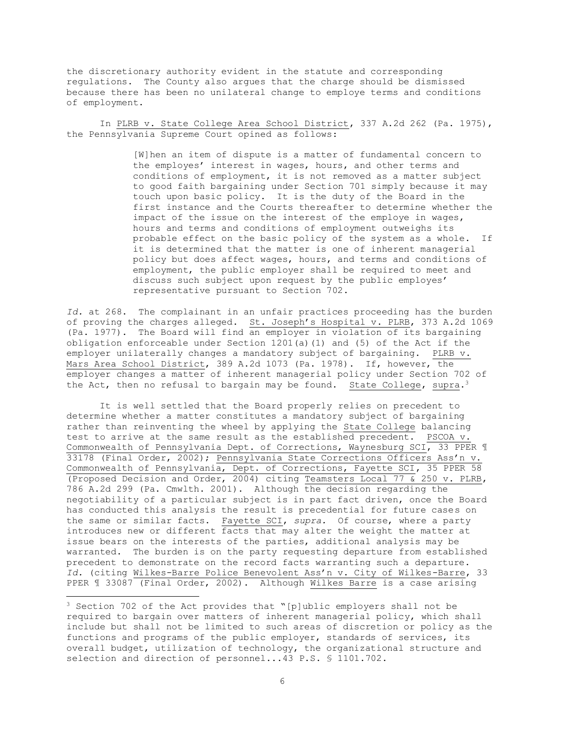the discretionary authority evident in the statute and corresponding regulations. The County also argues that the charge should be dismissed because there has been no unilateral change to employe terms and conditions of employment.

In PLRB v. State College Area School District, 337 A.2d 262 (Pa. 1975), the Pennsylvania Supreme Court opined as follows:

> [W]hen an item of dispute is a matter of fundamental concern to the employes' interest in wages, hours, and other terms and conditions of employment, it is not removed as a matter subject to good faith bargaining under Section 701 simply because it may touch upon basic policy. It is the duty of the Board in the first instance and the Courts thereafter to determine whether the impact of the issue on the interest of the employe in wages, hours and terms and conditions of employment outweighs its probable effect on the basic policy of the system as a whole. If it is determined that the matter is one of inherent managerial policy but does affect wages, hours, and terms and conditions of employment, the public employer shall be required to meet and discuss such subject upon request by the public employes' representative pursuant to Section 702.

*Id.* at 268. The complainant in an unfair practices proceeding has the burden of proving the charges alleged. St. Joseph's Hospital v. PLRB, 373 A.2d 1069 (Pa. 1977). The Board will find an employer in violation of its bargaining obligation enforceable under Section 1201(a)(1) and (5) of the Act if the employer unilaterally changes a mandatory subject of bargaining. PLRB v. Mars Area School District, 389 A.2d 1073 (Pa. 1978). If, however, the employer changes a matter of inherent managerial policy under Section 702 of the Act, then no refusal to bargain may be found. State College, supra.[3]

It is well settled that the Board properly relies on precedent to determine whether a matter constitutes a mandatory subject of bargaining rather than reinventing the wheel by applying the State College balancing test to arrive at the same result as the established precedent. PSCOA v. Commonwealth of Pennsylvania Dept. of Corrections, Waynesburg SCI, 33 PPER ¶ 33178 (Final Order, 2002); Pennsylvania State Corrections Officers Ass'n v. Commonwealth of Pennsylvania, Dept. of Corrections, Fayette SCI, 35 PPER 58 (Proposed Decision and Order, 2004) citing Teamsters Local 77 & 250 v. PLRB, 786 A.2d 299 (Pa. Cmwlth. 2001). Although the decision regarding the negotiability of a particular subject is in part fact driven, once the Board has conducted this analysis the result is precedential for future cases on the same or similar facts. Fayette SCI, *supra.* Of course, where a party introduces new or different facts that may alter the weight the matter at issue bears on the interests of the parties, additional analysis may be warranted. The burden is on the party requesting departure from established precedent to demonstrate on the record facts warranting such a departure. *Id.* (citing Wilkes-Barre Police Benevolent Ass'n v. City of Wilkes-Barre, 33 PPER ¶ 33087 (Final Order, 2002). Although Wilkes Barre is a case arising

---

[3] Section 702 of the Act provides that "[p]ublic employers shall not be required to bargain over matters of inherent managerial policy, which shall include but shall not be limited to such areas of discretion or policy as the functions and programs of the public employer, standards of services, its overall budget, utilization of technology, the organizational structure and selection and direction of personnel...43 P.S. § 1101.702.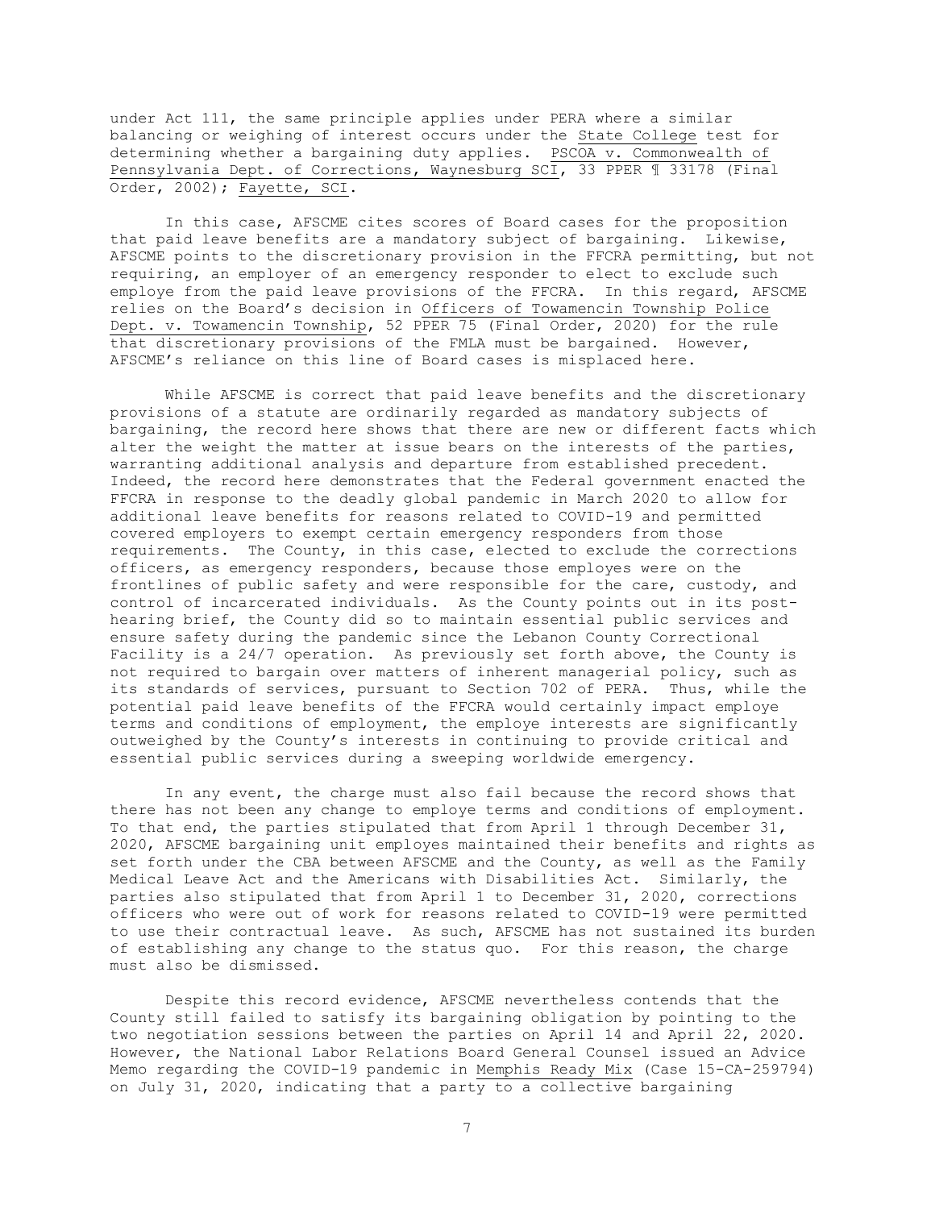under Act 111, the same principle applies under PERA where a similar balancing or weighing of interest occurs under the State College test for determining whether a bargaining duty applies. PSCOA v. Commonwealth of Pennsylvania Dept. of Corrections, Waynesburg SCI, 33 PPER ¶ 33178 (Final Order, 2002); Fayette, SCI.

In this case, AFSCME cites scores of Board cases for the proposition that paid leave benefits are a mandatory subject of bargaining. Likewise, AFSCME points to the discretionary provision in the FFCRA permitting, but not requiring, an employer of an emergency responder to elect to exclude such employe from the paid leave provisions of the FFCRA. In this regard, AFSCME relies on the Board's decision in Officers of Towamencin Township Police Dept. v. Towamencin Township, 52 PPER 75 (Final Order, 2020) for the rule that discretionary provisions of the FMLA must be bargained. However, AFSCME's reliance on this line of Board cases is misplaced here.

While AFSCME is correct that paid leave benefits and the discretionary provisions of a statute are ordinarily regarded as mandatory subjects of bargaining, the record here shows that there are new or different facts which alter the weight the matter at issue bears on the interests of the parties, warranting additional analysis and departure from established precedent. Indeed, the record here demonstrates that the Federal government enacted the FFCRA in response to the deadly global pandemic in March 2020 to allow for additional leave benefits for reasons related to COVID-19 and permitted covered employers to exempt certain emergency responders from those requirements. The County, in this case, elected to exclude the corrections officers, as emergency responders, because those employes were on the frontlines of public safety and were responsible for the care, custody, and control of incarcerated individuals. As the County points out in its post-hearing brief, the County did so to maintain essential public services and ensure safety during the pandemic since the Lebanon County Correctional Facility is a 24/7 operation. As previously set forth above, the County is not required to bargain over matters of inherent managerial policy, such as its standards of services, pursuant to Section 702 of PERA. Thus, while the potential paid leave benefits of the FFCRA would certainly impact employe terms and conditions of employment, the employe interests are significantly outweighed by the County's interests in continuing to provide critical and essential public services during a sweeping worldwide emergency.

In any event, the charge must also fail because the record shows that there has not been any change to employe terms and conditions of employment. To that end, the parties stipulated that from April 1 through December 31, 2020, AFSCME bargaining unit employes maintained their benefits and rights as set forth under the CBA between AFSCME and the County, as well as the Family Medical Leave Act and the Americans with Disabilities Act. Similarly, the parties also stipulated that from April 1 to December 31, 2020, corrections officers who were out of work for reasons related to COVID-19 were permitted to use their contractual leave. As such, AFSCME has not sustained its burden of establishing any change to the status quo. For this reason, the charge must also be dismissed.

Despite this record evidence, AFSCME nevertheless contends that the County still failed to satisfy its bargaining obligation by pointing to the two negotiation sessions between the parties on April 14 and April 22, 2020. However, the National Labor Relations Board General Counsel issued an Advice Memo regarding the COVID-19 pandemic in Memphis Ready Mix (Case 15-CA-259794) on July 31, 2020, indicating that a party to a collective bargaining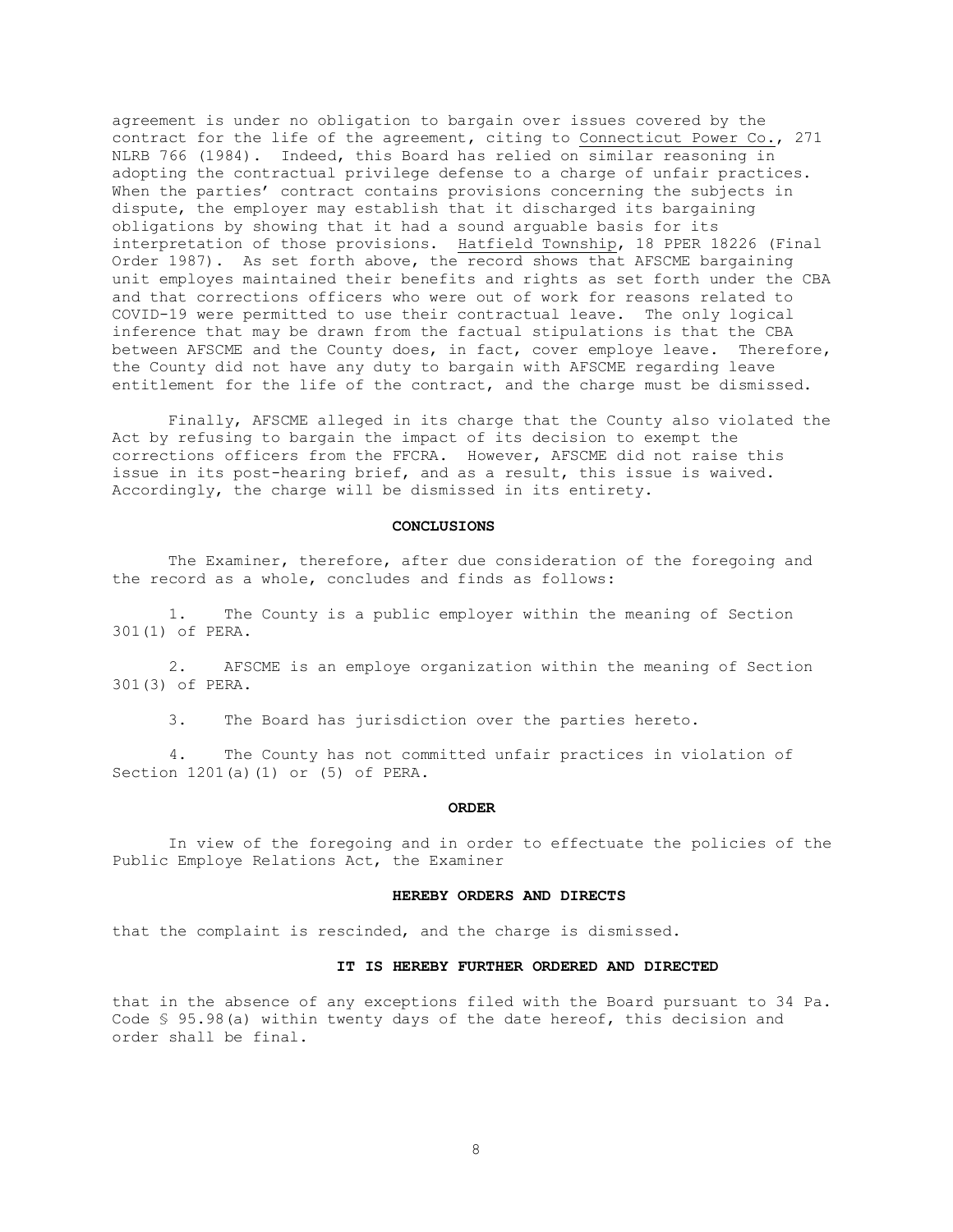agreement is under no obligation to bargain over issues covered by the contract for the life of the agreement, citing to Connecticut Power Co., 271 NLRB 766 (1984). Indeed, this Board has relied on similar reasoning in adopting the contractual privilege defense to a charge of unfair practices. When the parties' contract contains provisions concerning the subjects in dispute, the employer may establish that it discharged its bargaining obligations by showing that it had a sound arguable basis for its interpretation of those provisions. Hatfield Township, 18 PPER 18226 (Final Order 1987). As set forth above, the record shows that AFSCME bargaining unit employes maintained their benefits and rights as set forth under the CBA and that corrections officers who were out of work for reasons related to COVID-19 were permitted to use their contractual leave. The only logical inference that may be drawn from the factual stipulations is that the CBA between AFSCME and the County does, in fact, cover employe leave. Therefore, the County did not have any duty to bargain with AFSCME regarding leave entitlement for the life of the contract, and the charge must be dismissed.

Finally, AFSCME alleged in its charge that the County also violated the Act by refusing to bargain the impact of its decision to exempt the corrections officers from the FFCRA. However, AFSCME did not raise this issue in its post-hearing brief, and as a result, this issue is waived. Accordingly, the charge will be dismissed in its entirety.

## CONCLUSIONS

The Examiner, therefore, after due consideration of the foregoing and the record as a whole, concludes and finds as follows:

1. The County is a public employer within the meaning of Section 301(1) of PERA.

2. AFSCME is an employe organization within the meaning of Section 301(3) of PERA.

3. The Board has jurisdiction over the parties hereto.

4. The County has not committed unfair practices in violation of Section 1201(a)(1) or (5) of PERA.

## ORDER

In view of the foregoing and in order to effectuate the policies of the Public Employe Relations Act, the Examiner

**HEREBY ORDERS AND DIRECTS**

that the complaint is rescinded, and the charge is dismissed.

**IT IS HEREBY FURTHER ORDERED AND DIRECTED**

that in the absence of any exceptions filed with the Board pursuant to 34 Pa. Code § 95.98(a) within twenty days of the date hereof, this decision and order shall be final.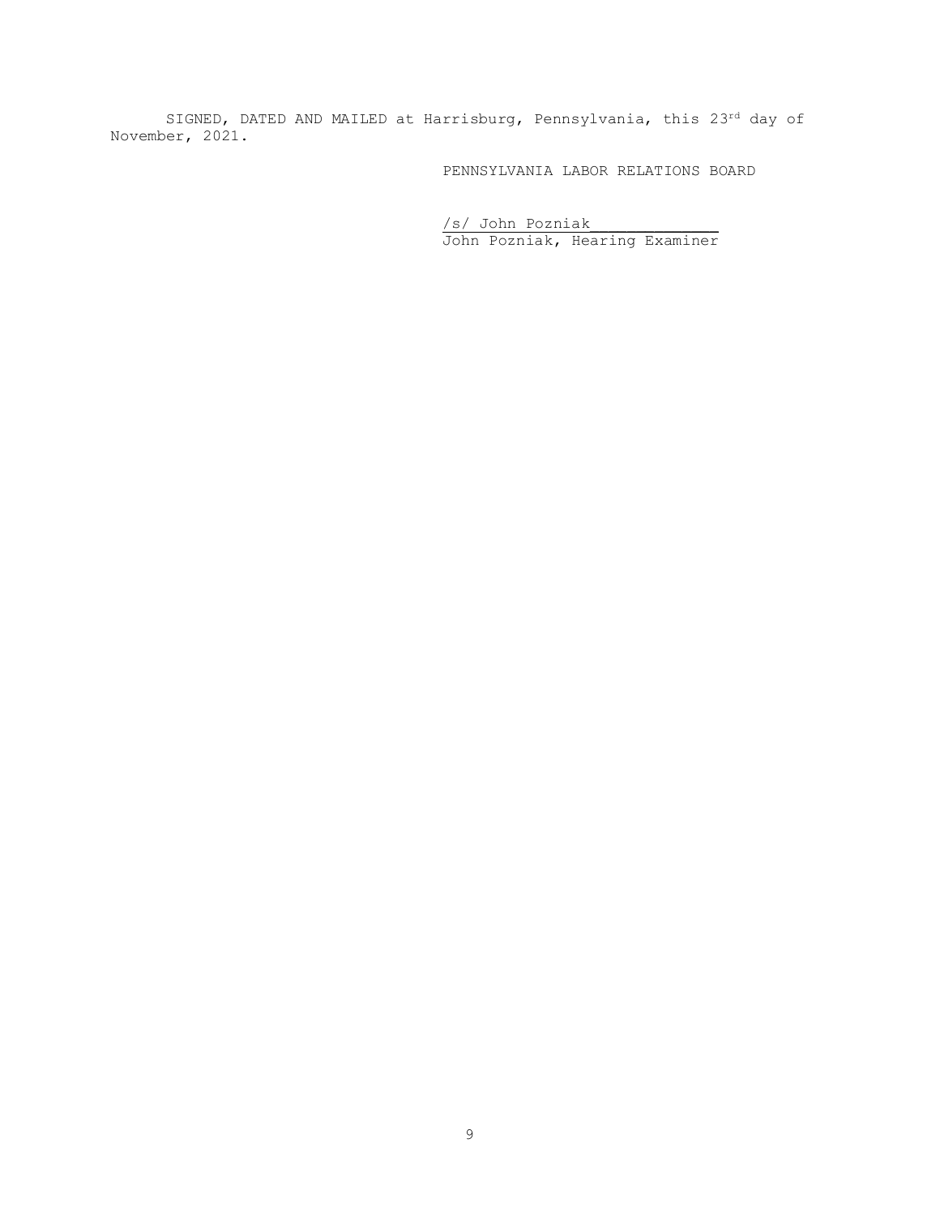SIGNED, DATED AND MAILED at Harrisburg, Pennsylvania, this 23rd day of November, 2021.

PENNSYLVANIA LABOR RELATIONS BOARD

/s/ John Pozniak

John Pozniak, Hearing Examiner